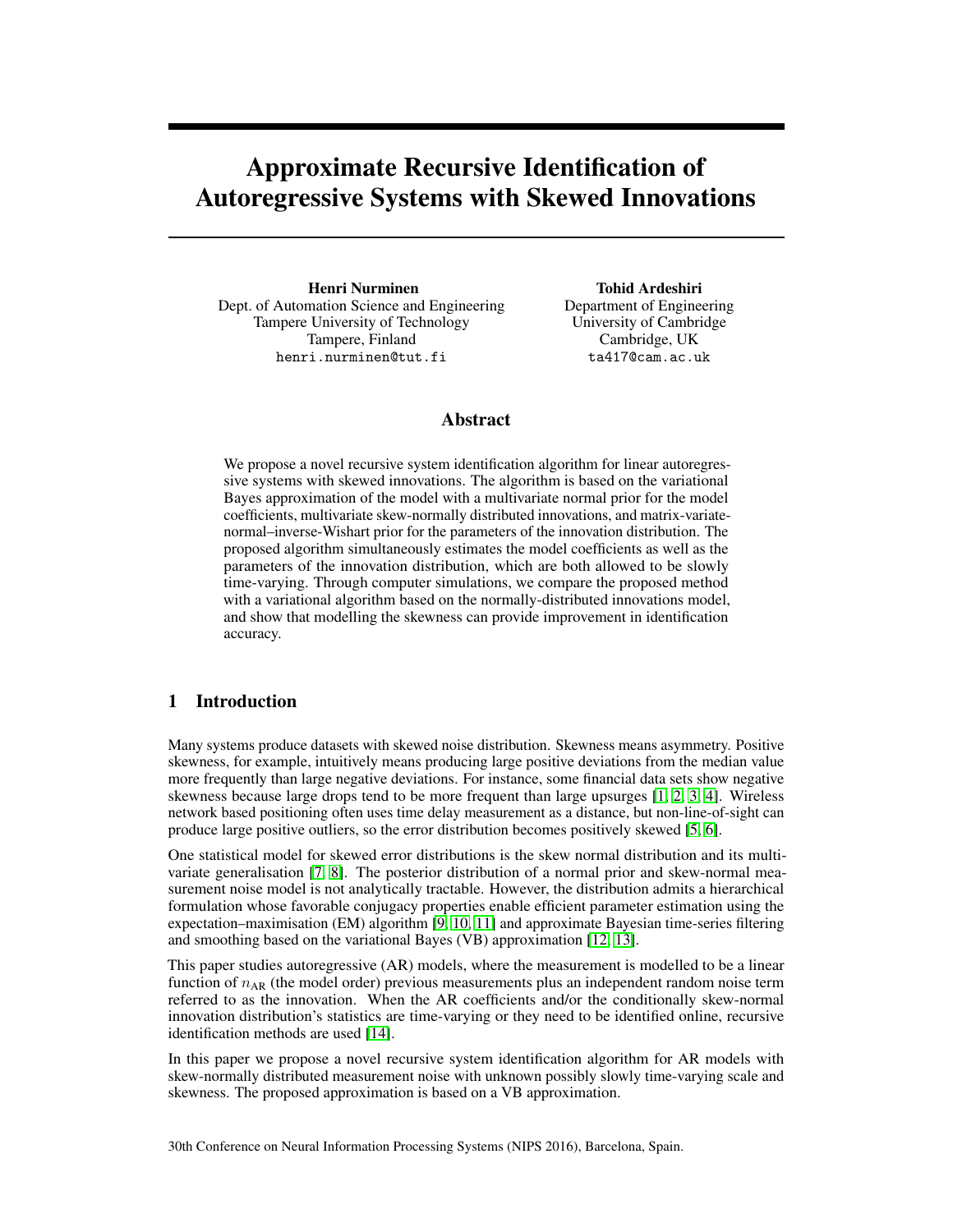# Approximate Recursive Identification of Autoregressive Systems with Skewed Innovations

**Henri Nurminen**
Dept. of Automation Science and Engineering
Tampere University of Technology
Tampere, Finland
henri.nurminen@tut.fi

**Tohid Ardeshiri**
Department of Engineering
University of Cambridge
Cambridge, UK
ta417@cam.ac.uk

## Abstract

We propose a novel recursive system identification algorithm for linear autoregressive systems with skewed innovations. The algorithm is based on the variational Bayes approximation of the model with a multivariate normal prior for the model coefficients, multivariate skew-normally distributed innovations, and matrix-variate-normal–inverse-Wishart prior for the parameters of the innovation distribution. The proposed algorithm simultaneously estimates the model coefficients as well as the parameters of the innovation distribution, which are both allowed to be slowly time-varying. Through computer simulations, we compare the proposed method with a variational algorithm based on the normally-distributed innovations model, and show that modelling the skewness can provide improvement in identification accuracy.

## 1 Introduction

Many systems produce datasets with skewed noise distribution. Skewness means asymmetry. Positive skewness, for example, intuitively means producing large positive deviations from the median value more frequently than large negative deviations. For instance, some financial data sets show negative skewness because large drops tend to be more frequent than large upsurges [1, 2, 3, 4]. Wireless network based positioning often uses time delay measurement as a distance, but non-line-of-sight can produce large positive outliers, so the error distribution becomes positively skewed [5, 6].

One statistical model for skewed error distributions is the skew normal distribution and its multivariate generalisation [7, 8]. The posterior distribution of a normal prior and skew-normal measurement noise model is not analytically tractable. However, the distribution admits a hierarchical formulation whose favorable conjugacy properties enable efficient parameter estimation using the expectation–maximisation (EM) algorithm [9, 10, 11] and approximate Bayesian time-series filtering and smoothing based on the variational Bayes (VB) approximation [12, 13].

This paper studies autoregressive (AR) models, where the measurement is modelled to be a linear function of $n_{\text{AR}}$ (the model order) previous measurements plus an independent random noise term referred to as the innovation. When the AR coefficients and/or the conditionally skew-normal innovation distribution's statistics are time-varying or they need to be identified online, recursive identification methods are used [14].

In this paper we propose a novel recursive system identification algorithm for AR models with skew-normally distributed measurement noise with unknown possibly slowly time-varying scale and skewness. The proposed approximation is based on a VB approximation.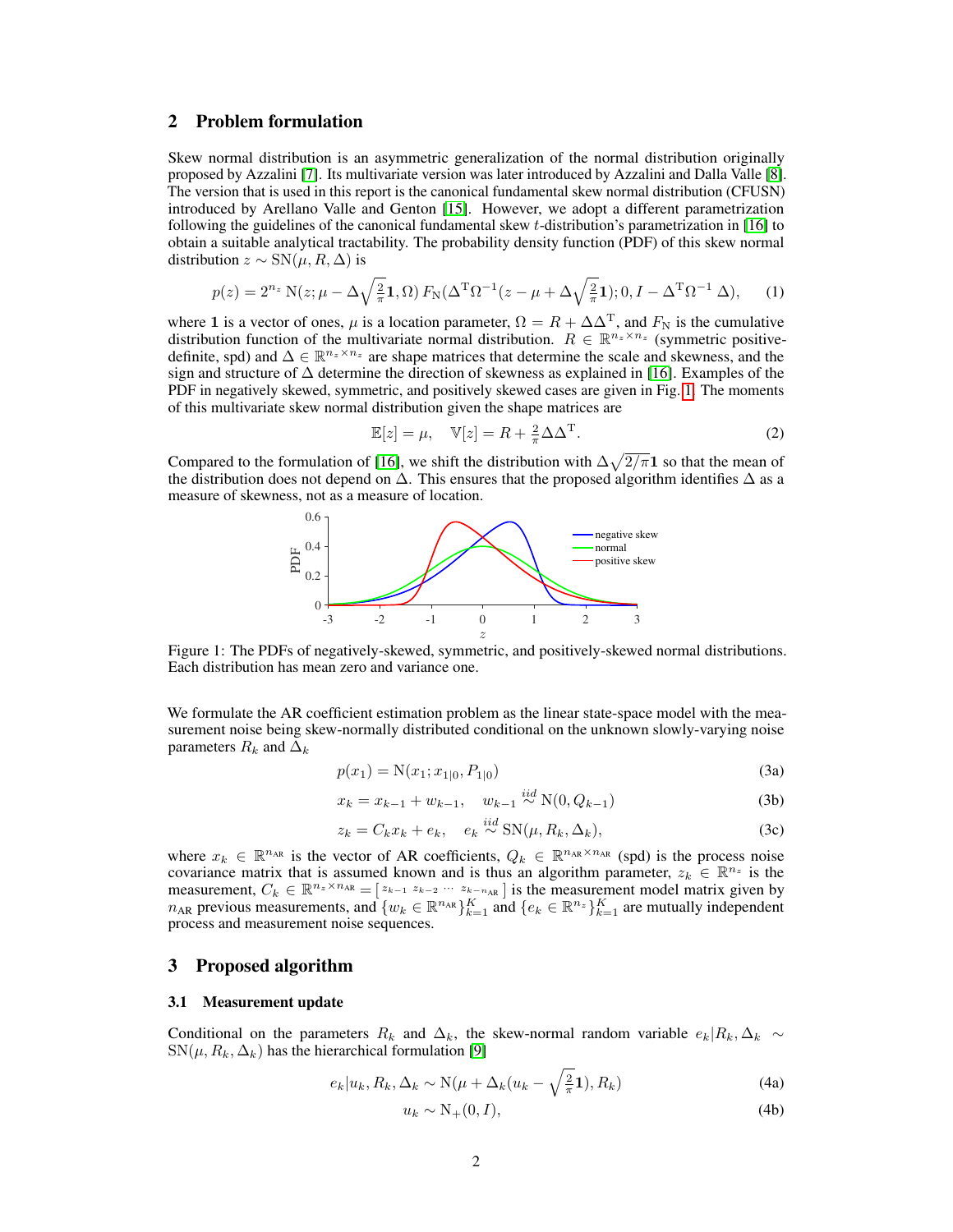## 2 Problem formulation

Skew normal distribution is an asymmetric generalization of the normal distribution originally proposed by Azzalini [7]. Its multivariate version was later introduced by Azzalini and Dalla Valle [8]. The version that is used in this report is the canonical fundamental skew normal distribution (CFUSN) introduced by Arellano Valle and Genton [15]. However, we adopt a different parametrization following the guidelines of the canonical fundamental skew $t$-distribution's parametrization in [16] to obtain a suitable analytical tractability. The probability density function (PDF) of this skew normal distribution $z \sim \mathrm{SN}(\mu, R, \Delta)$ is

$$p(z) = 2^{n_z}\, \mathrm{N}(z; \mu - \Delta\sqrt{\tfrac{2}{\pi}}\mathbf{1}, \Omega)\, F_{\mathrm{N}}(\Delta^{\mathrm{T}}\Omega^{-1}(z - \mu + \Delta\sqrt{\tfrac{2}{\pi}}\mathbf{1}); 0, I - \Delta^{\mathrm{T}}\Omega^{-1}\,\Delta), \qquad (1)$$

where $\mathbf{1}$ is a vector of ones, $\mu$ is a location parameter, $\Omega = R + \Delta\Delta^{\mathrm{T}}$, and $F_{\mathrm{N}}$ is the cumulative distribution function of the multivariate normal distribution. $R \in \mathbb{R}^{n_z \times n_z}$ (symmetric positive-definite, spd) and $\Delta \in \mathbb{R}^{n_z \times n_z}$ are shape matrices that determine the scale and skewness, and the sign and structure of $\Delta$ determine the direction of skewness as explained in [16]. Examples of the PDF in negatively skewed, symmetric, and positively skewed cases are given in Fig. 1. The moments of this multivariate skew normal distribution given the shape matrices are

$$\mathbb{E}[z] = \mu, \quad \mathbb{V}[z] = R + \tfrac{2}{\pi}\Delta\Delta^{\mathrm{T}}. \qquad (2)$$

Compared to the formulation of [16], we shift the distribution with $\Delta\sqrt{2/\pi}\mathbf{1}$ so that the mean of the distribution does not depend on $\Delta$. This ensures that the proposed algorithm identifies $\Delta$ as a measure of skewness, not as a measure of location.

Figure 1: The PDFs of negatively-skewed, symmetric, and positively-skewed normal distributions. Each distribution has mean zero and variance one.

We formulate the AR coefficient estimation problem as the linear state-space model with the measurement noise being skew-normally distributed conditional on the unknown slowly-varying noise parameters $R_k$ and $\Delta_k$

$$p(x_1) = \mathrm{N}(x_1; x_{1|0}, P_{1|0}) \qquad (3a)$$

$$x_k = x_{k-1} + w_{k-1}, \quad w_{k-1} \overset{iid}{\sim} \mathrm{N}(0, Q_{k-1}) \qquad (3b)$$

$$z_k = C_k x_k + e_k, \quad e_k \overset{iid}{\sim} \mathrm{SN}(\mu, R_k, \Delta_k), \qquad (3c)$$

where $x_k \in \mathbb{R}^{n_{\mathrm{AR}}}$ is the vector of AR coefficients, $Q_k \in \mathbb{R}^{n_{\mathrm{AR}} \times n_{\mathrm{AR}}}$ (spd) is the process noise covariance matrix that is assumed known and is thus an algorithm parameter, $z_k \in \mathbb{R}^{n_z}$ is the measurement, $C_k \in \mathbb{R}^{n_z \times n_{\mathrm{AR}}} = \left[\, z_{k-1} \; z_{k-2} \; \cdots \; z_{k-n_{\mathrm{AR}}} \,\right]$ is the measurement model matrix given by $n_{\mathrm{AR}}$ previous measurements, and $\{w_k \in \mathbb{R}^{n_{\mathrm{AR}}}\}_{k=1}^{K}$ and $\{e_k \in \mathbb{R}^{n_z}\}_{k=1}^{K}$ are mutually independent process and measurement noise sequences.

## 3 Proposed algorithm

### 3.1 Measurement update

Conditional on the parameters $R_k$ and $\Delta_k$, the skew-normal random variable $e_k|R_k, \Delta_k \sim \mathrm{SN}(\mu, R_k, \Delta_k)$ has the hierarchical formulation [9]

$$e_k | u_k, R_k, \Delta_k \sim \mathrm{N}(\mu + \Delta_k(u_k - \sqrt{\tfrac{2}{\pi}}\mathbf{1}), R_k) \qquad (4a)$$

$$u_k \sim \mathrm{N}_{+}(0, I), \qquad (4b)$$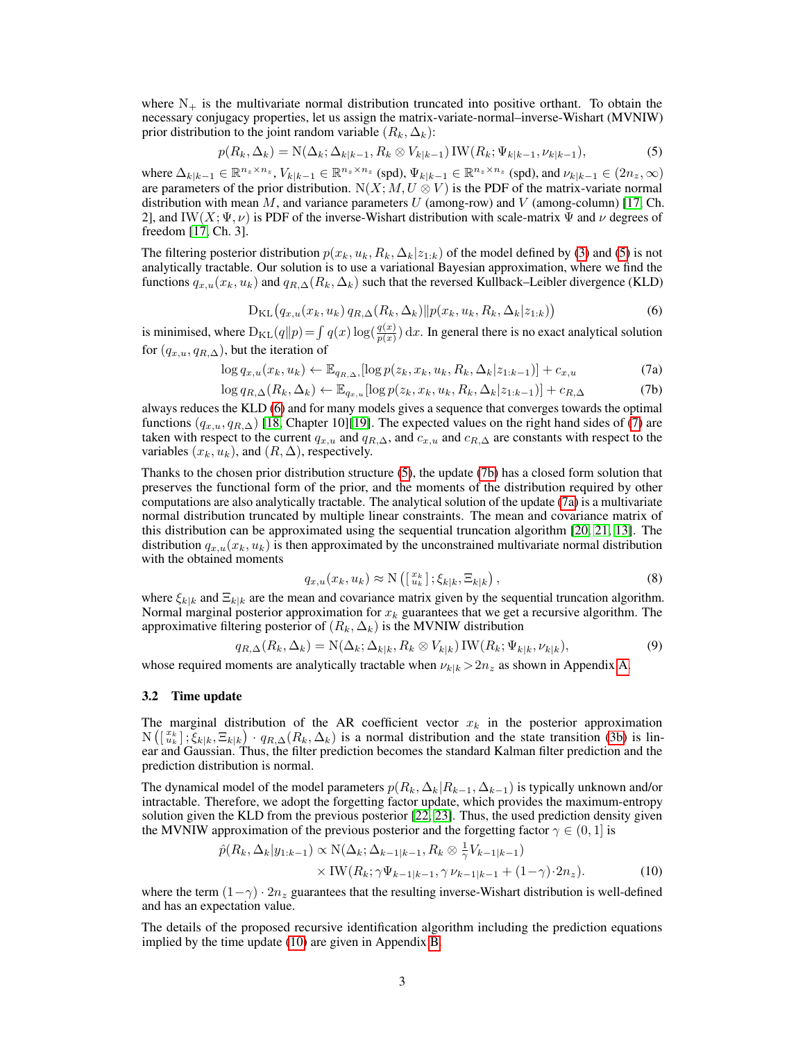where $\mathrm{N}_+$ is the multivariate normal distribution truncated into positive orthant. To obtain the necessary conjugacy properties, let us assign the matrix-variate-normal–inverse-Wishart (MVNIW) prior distribution to the joint random variable $(R_k, \Delta_k)$:

$$p(R_k, \Delta_k) = \mathrm{N}(\Delta_k; \Delta_{k|k-1}, R_k \otimes V_{k|k-1})\, \mathrm{IW}(R_k; \Psi_{k|k-1}, \nu_{k|k-1}), \tag{5}$$

where $\Delta_{k|k-1} \in \mathbb{R}^{n_z \times n_z}$, $V_{k|k-1} \in \mathbb{R}^{n_z \times n_z}$ (spd), $\Psi_{k|k-1} \in \mathbb{R}^{n_z \times n_z}$ (spd), and $\nu_{k|k-1} \in (2n_z, \infty)$ are parameters of the prior distribution. $\mathrm{N}(X; M, U \otimes V)$ is the PDF of the matrix-variate normal distribution with mean $M$, and variance parameters $U$ (among-row) and $V$ (among-column) [17, Ch. 2], and $\mathrm{IW}(X; \Psi, \nu)$ is PDF of the inverse-Wishart distribution with scale-matrix $\Psi$ and $\nu$ degrees of freedom [17, Ch. 3].

The filtering posterior distribution $p(x_k, u_k, R_k, \Delta_k | z_{1:k})$ of the model defined by (3) and (5) is not analytically tractable. Our solution is to use a variational Bayesian approximation, where we find the functions $q_{x,u}(x_k, u_k)$ and $q_{R,\Delta}(R_k, \Delta_k)$ such that the reversed Kullback–Leibler divergence (KLD)

$$\mathrm{D}_{\mathrm{KL}}\big(q_{x,u}(x_k, u_k)\, q_{R,\Delta}(R_k, \Delta_k) \| p(x_k, u_k, R_k, \Delta_k | z_{1:k})\big) \tag{6}$$

is minimised, where $\mathrm{D}_{\mathrm{KL}}(q\|p) = \int q(x) \log(\frac{q(x)}{p(x)})\, \mathrm{d}x$. In general there is no exact analytical solution for $(q_{x,u}, q_{R,\Delta})$, but the iteration of

$$\log q_{x,u}(x_k, u_k) \leftarrow \mathbb{E}_{q_{R,\Delta}}[\log p(z_k, x_k, u_k, R_k, \Delta_k | z_{1:k-1})] + c_{x,u} \tag{7a}$$

$$\log q_{R,\Delta}(R_k, \Delta_k) \leftarrow \mathbb{E}_{q_{x,u}}[\log p(z_k, x_k, u_k, R_k, \Delta_k | z_{1:k-1})] + c_{R,\Delta} \tag{7b}$$

always reduces the KLD (6) and for many models gives a sequence that converges towards the optimal functions $(q_{x,u}, q_{R,\Delta})$ [18, Chapter 10][19]. The expected values on the right hand sides of (7) are taken with respect to the current $q_{x,u}$ and $q_{R,\Delta}$, and $c_{x,u}$ and $c_{R,\Delta}$ are constants with respect to the variables $(x_k, u_k)$, and $(R, \Delta)$, respectively.

Thanks to the chosen prior distribution structure (5), the update (7b) has a closed form solution that preserves the functional form of the prior, and the moments of the distribution required by other computations are also analytically tractable. The analytical solution of the update (7a) is a multivariate normal distribution truncated by multiple linear constraints. The mean and covariance matrix of this distribution can be approximated using the sequential truncation algorithm [20, 21, 13]. The distribution $q_{x,u}(x_k, u_k)$ is then approximated by the unconstrained multivariate normal distribution with the obtained moments

$$q_{x,u}(x_k, u_k) \approx \mathrm{N}\left(\left[\begin{smallmatrix} x_k \\ u_k \end{smallmatrix}\right]; \xi_{k|k}, \Xi_{k|k}\right), \tag{8}$$

where $\xi_{k|k}$ and $\Xi_{k|k}$ are the mean and covariance matrix given by the sequential truncation algorithm. Normal marginal posterior approximation for $x_k$ guarantees that we get a recursive algorithm. The approximative filtering posterior of $(R_k, \Delta_k)$ is the MVNIW distribution

$$q_{R,\Delta}(R_k, \Delta_k) = \mathrm{N}(\Delta_k; \Delta_{k|k}, R_k \otimes V_{k|k})\, \mathrm{IW}(R_k; \Psi_{k|k}, \nu_{k|k}), \tag{9}$$

whose required moments are analytically tractable when $\nu_{k|k} > 2n_z$ as shown in Appendix A.

### 3.2 Time update

The marginal distribution of the AR coefficient vector $x_k$ in the posterior approximation $\mathrm{N}\left(\left[\begin{smallmatrix} x_k \\ u_k \end{smallmatrix}\right]; \xi_{k|k}, \Xi_{k|k}\right) \cdot q_{R,\Delta}(R_k, \Delta_k)$ is a normal distribution and the state transition (3b) is linear and Gaussian. Thus, the filter prediction becomes the standard Kalman filter prediction and the prediction distribution is normal.

The dynamical model of the model parameters $p(R_k, \Delta_k | R_{k-1}, \Delta_{k-1})$ is typically unknown and/or intractable. Therefore, we adopt the forgetting factor update, which provides the maximum-entropy solution given the KLD from the previous posterior [22, 23]. Thus, the used prediction density given the MVNIW approximation of the previous posterior and the forgetting factor $\gamma \in (0, 1]$ is

$$\begin{aligned}\hat{p}(R_k, \Delta_k | y_{1:k-1}) \propto\; & \mathrm{N}(\Delta_k; \Delta_{k-1|k-1}, R_k \otimes \tfrac{1}{\gamma} V_{k-1|k-1}) \\ & \times \mathrm{IW}(R_k; \gamma \Psi_{k-1|k-1}, \gamma\, \nu_{k-1|k-1} + (1-\gamma) \cdot 2n_z).\end{aligned} \tag{10}$$

where the term $(1-\gamma) \cdot 2n_z$ guarantees that the resulting inverse-Wishart distribution is well-defined and has an expectation value.

The details of the proposed recursive identification algorithm including the prediction equations implied by the time update (10) are given in Appendix B.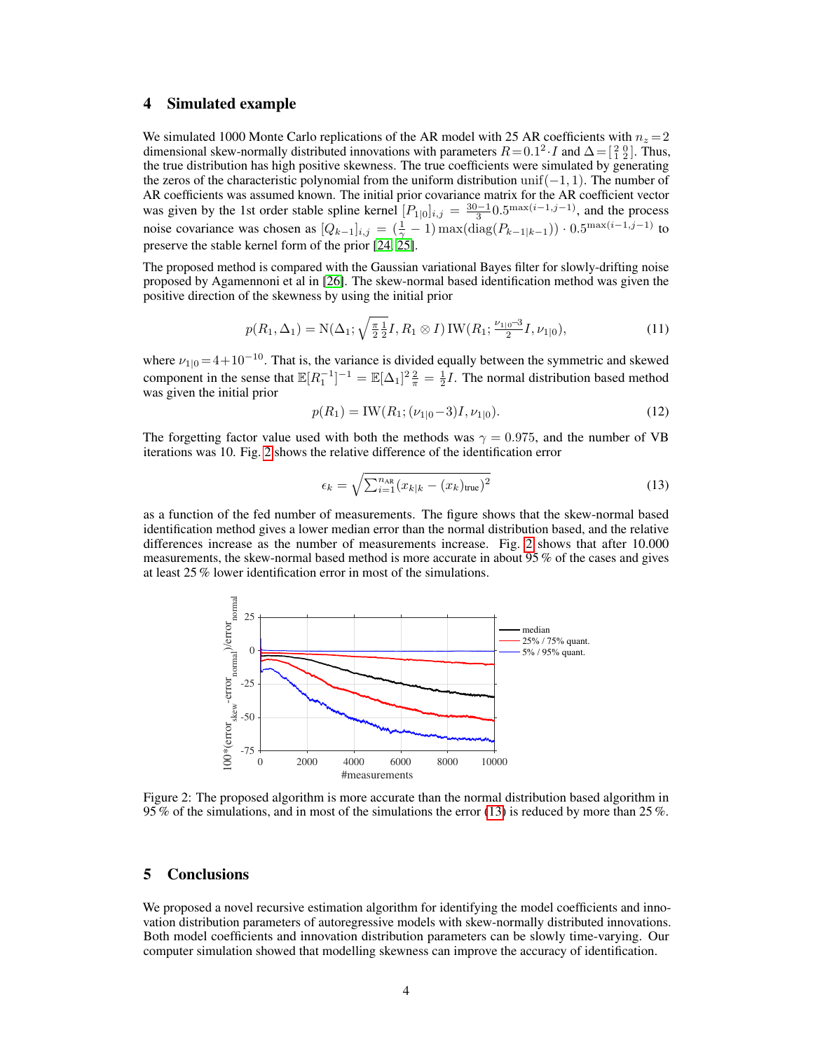## 4 Simulated example

We simulated 1000 Monte Carlo replications of the AR model with 25 AR coefficients with $n_z = 2$ dimensional skew-normally distributed innovations with parameters $R = 0.1^2 \cdot I$ and $\Delta = \left[\begin{smallmatrix} 2 & 0 \\ 1 & 2 \end{smallmatrix}\right]$. Thus, the true distribution has high positive skewness. The true coefficients were simulated by generating the zeros of the characteristic polynomial from the uniform distribution $\mathrm{unif}(-1, 1)$. The number of AR coefficients was assumed known. The initial prior covariance matrix for the AR coefficient vector was given by the 1st order stable spline kernel $[P_{1|0}]_{i,j} = \frac{30-1}{3} 0.5^{\max(i-1,j-1)}$, and the process noise covariance was chosen as $[Q_{k-1}]_{i,j} = (\frac{1}{\gamma} - 1) \max(\mathrm{diag}(P_{k-1|k-1})) \cdot 0.5^{\max(i-1,j-1)}$ to preserve the stable kernel form of the prior [24, 25].

The proposed method is compared with the Gaussian variational Bayes filter for slowly-drifting noise proposed by Agamennoni et al in [26]. The skew-normal based identification method was given the positive direction of the skewness by using the initial prior

$$p(R_1, \Delta_1) = \mathrm{N}(\Delta_1; \sqrt{\tfrac{\pi}{2}\tfrac{1}{2}} I, R_1 \otimes I) \, \mathrm{IW}(R_1; \tfrac{\nu_{1|0}-3}{2} I, \nu_{1|0}), \tag{11}$$

where $\nu_{1|0} = 4 + 10^{-10}$. That is, the variance is divided equally between the symmetric and skewed component in the sense that $\mathbb{E}[R_1^{-1}]^{-1} = \mathbb{E}[\Delta_1]^2 \frac{2}{\pi} = \frac{1}{2} I$. The normal distribution based method was given the initial prior

$$p(R_1) = \mathrm{IW}(R_1; (\nu_{1|0} - 3) I, \nu_{1|0}). \tag{12}$$

The forgetting factor value used with both the methods was $\gamma = 0.975$, and the number of VB iterations was 10. Fig. 2 shows the relative difference of the identification error

$$\epsilon_k = \sqrt{\sum_{i=1}^{n_{\text{AR}}} (x_{k|k} - (x_k)_{\text{true}})^2} \tag{13}$$

as a function of the fed number of measurements. The figure shows that the skew-normal based identification method gives a lower median error than the normal distribution based, and the relative differences increase as the number of measurements increase. Fig. 2 shows that after 10.000 measurements, the skew-normal based method is more accurate in about 95 % of the cases and gives at least 25 % lower identification error in most of the simulations.

Figure 2: The proposed algorithm is more accurate than the normal distribution based algorithm in 95 % of the simulations, and in most of the simulations the error (13) is reduced by more than 25 %.

## 5 Conclusions

We proposed a novel recursive estimation algorithm for identifying the model coefficients and innovation distribution parameters of autoregressive models with skew-normally distributed innovations. Both model coefficients and innovation distribution parameters can be slowly time-varying. Our computer simulation showed that modelling skewness can improve the accuracy of identification.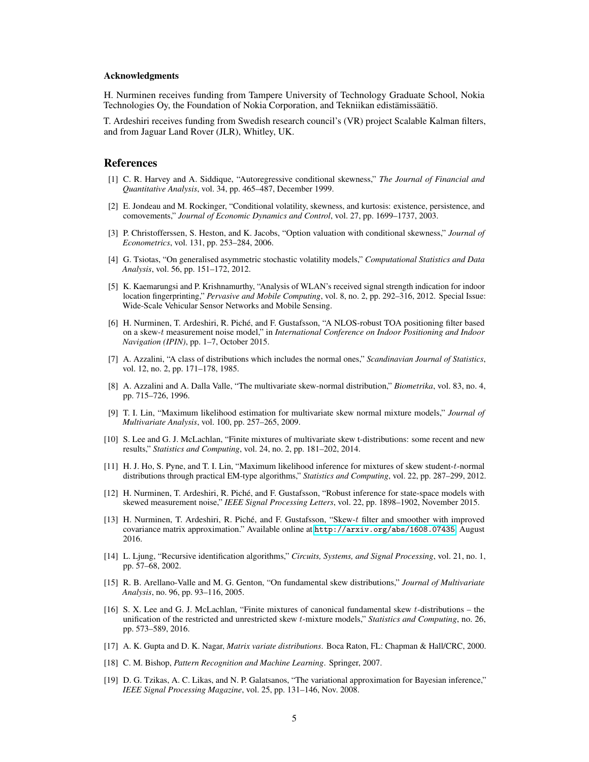#### Acknowledgments

H. Nurminen receives funding from Tampere University of Technology Graduate School, Nokia Technologies Oy, the Foundation of Nokia Corporation, and Tekniikan edistämissäätiö.

T. Ardeshiri receives funding from Swedish research council's (VR) project Scalable Kalman filters, and from Jaguar Land Rover (JLR), Whitley, UK.

## References

[1] C. R. Harvey and A. Siddique, "Autoregressive conditional skewness," *The Journal of Financial and Quantitative Analysis*, vol. 34, pp. 465–487, December 1999.

[2] E. Jondeau and M. Rockinger, "Conditional volatility, skewness, and kurtosis: existence, persistence, and comovements," *Journal of Economic Dynamics and Control*, vol. 27, pp. 1699–1737, 2003.

[3] P. Christofferssen, S. Heston, and K. Jacobs, "Option valuation with conditional skewness," *Journal of Econometrics*, vol. 131, pp. 253–284, 2006.

[4] G. Tsiotas, "On generalised asymmetric stochastic volatility models," *Computational Statistics and Data Analysis*, vol. 56, pp. 151–172, 2012.

[5] K. Kaemarungsi and P. Krishnamurthy, "Analysis of WLAN's received signal strength indication for indoor location fingerprinting," *Pervasive and Mobile Computing*, vol. 8, no. 2, pp. 292–316, 2012. Special Issue: Wide-Scale Vehicular Sensor Networks and Mobile Sensing.

[6] H. Nurminen, T. Ardeshiri, R. Piché, and F. Gustafsson, "A NLOS-robust TOA positioning filter based on a skew-$t$ measurement noise model," in *International Conference on Indoor Positioning and Indoor Navigation (IPIN)*, pp. 1–7, October 2015.

[7] A. Azzalini, "A class of distributions which includes the normal ones," *Scandinavian Journal of Statistics*, vol. 12, no. 2, pp. 171–178, 1985.

[8] A. Azzalini and A. Dalla Valle, "The multivariate skew-normal distribution," *Biometrika*, vol. 83, no. 4, pp. 715–726, 1996.

[9] T. I. Lin, "Maximum likelihood estimation for multivariate skew normal mixture models," *Journal of Multivariate Analysis*, vol. 100, pp. 257–265, 2009.

[10] S. Lee and G. J. McLachlan, "Finite mixtures of multivariate skew t-distributions: some recent and new results," *Statistics and Computing*, vol. 24, no. 2, pp. 181–202, 2014.

[11] H. J. Ho, S. Pyne, and T. I. Lin, "Maximum likelihood inference for mixtures of skew student-$t$-normal distributions through practical EM-type algorithms," *Statistics and Computing*, vol. 22, pp. 287–299, 2012.

[12] H. Nurminen, T. Ardeshiri, R. Piché, and F. Gustafsson, "Robust inference for state-space models with skewed measurement noise," *IEEE Signal Processing Letters*, vol. 22, pp. 1898–1902, November 2015.

[13] H. Nurminen, T. Ardeshiri, R. Piché, and F. Gustafsson, "Skew-$t$ filter and smoother with improved covariance matrix approximation." Available online at http://arxiv.org/abs/1608.07435, August 2016.

[14] L. Ljung, "Recursive identification algorithms," *Circuits, Systems, and Signal Processing*, vol. 21, no. 1, pp. 57–68, 2002.

[15] R. B. Arellano-Valle and M. G. Genton, "On fundamental skew distributions," *Journal of Multivariate Analysis*, no. 96, pp. 93–116, 2005.

[16] S. X. Lee and G. J. McLachlan, "Finite mixtures of canonical fundamental skew $t$-distributions – the unification of the restricted and unrestricted skew $t$-mixture models," *Statistics and Computing*, no. 26, pp. 573–589, 2016.

[17] A. K. Gupta and D. K. Nagar, *Matrix variate distributions*. Boca Raton, FL: Chapman & Hall/CRC, 2000.

[18] C. M. Bishop, *Pattern Recognition and Machine Learning*. Springer, 2007.

[19] D. G. Tzikas, A. C. Likas, and N. P. Galatsanos, "The variational approximation for Bayesian inference," *IEEE Signal Processing Magazine*, vol. 25, pp. 131–146, Nov. 2008.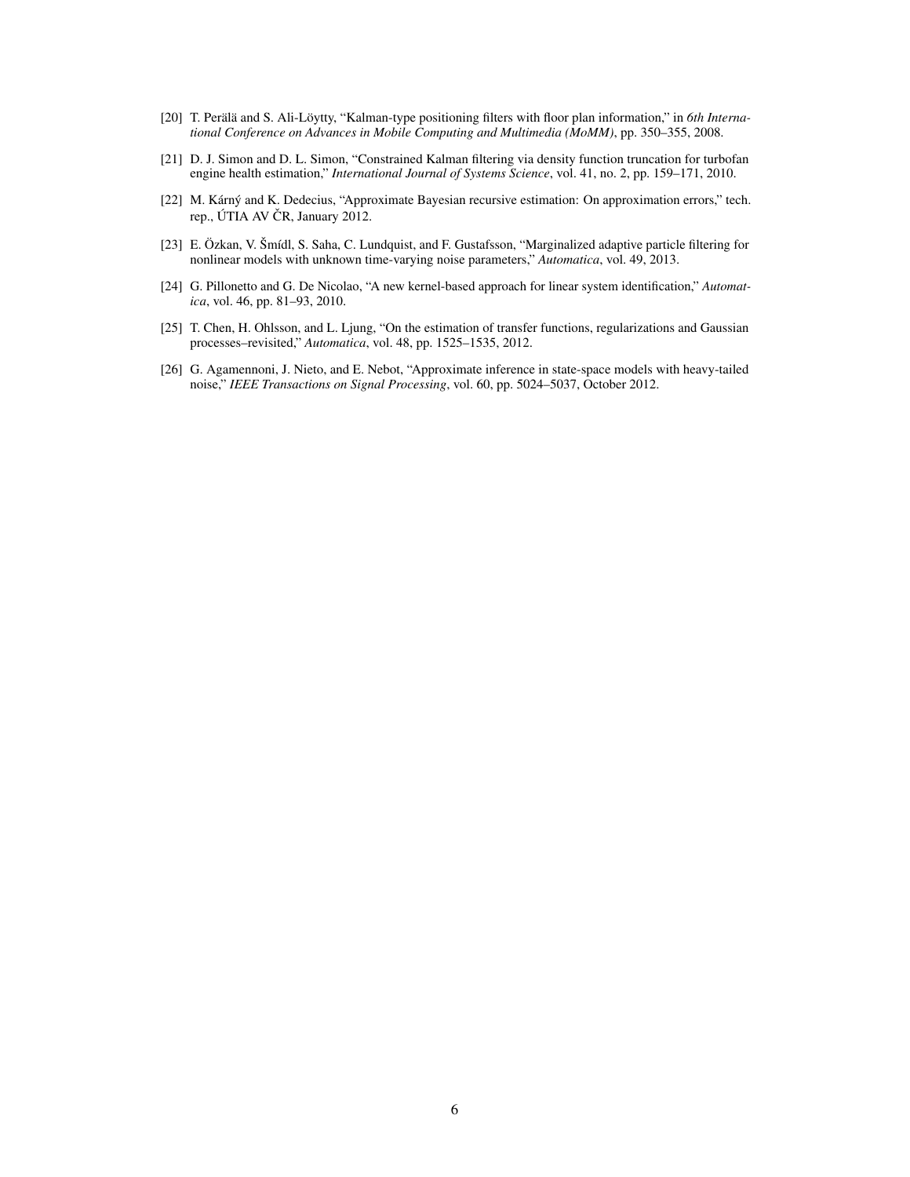[20] T. Perälä and S. Ali-Löytty, "Kalman-type positioning filters with floor plan information," in *6th International Conference on Advances in Mobile Computing and Multimedia (MoMM)*, pp. 350–355, 2008.

[21] D. J. Simon and D. L. Simon, "Constrained Kalman filtering via density function truncation for turbofan engine health estimation," *International Journal of Systems Science*, vol. 41, no. 2, pp. 159–171, 2010.

[22] M. Kárný and K. Dedecius, "Approximate Bayesian recursive estimation: On approximation errors," tech. rep., ÚTIA AV ČR, January 2012.

[23] E. Özkan, V. Šmídl, S. Saha, C. Lundquist, and F. Gustafsson, "Marginalized adaptive particle filtering for nonlinear models with unknown time-varying noise parameters," *Automatica*, vol. 49, 2013.

[24] G. Pillonetto and G. De Nicolao, "A new kernel-based approach for linear system identification," *Automatica*, vol. 46, pp. 81–93, 2010.

[25] T. Chen, H. Ohlsson, and L. Ljung, "On the estimation of transfer functions, regularizations and Gaussian processes–revisited," *Automatica*, vol. 48, pp. 1525–1535, 2012.

[26] G. Agamennoni, J. Nieto, and E. Nebot, "Approximate inference in state-space models with heavy-tailed noise," *IEEE Transactions on Signal Processing*, vol. 60, pp. 5024–5037, October 2012.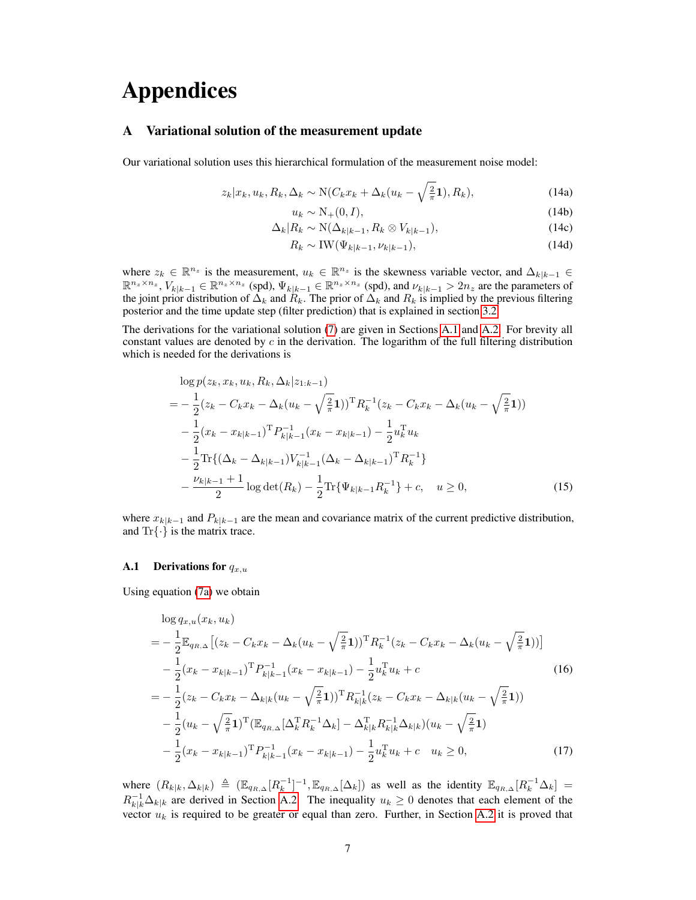# Appendices

## A Variational solution of the measurement update

Our variational solution uses this hierarchical formulation of the measurement noise model:

$$
\begin{aligned}
z_k | x_k, u_k, R_k, \Delta_k &\sim \mathrm{N}(C_k x_k + \Delta_k(u_k - \sqrt{\tfrac{2}{\pi}}\mathbf{1}), R_k), && \text{(14a)}\\
u_k &\sim \mathrm{N}_+(0, I), && \text{(14b)}\\
\Delta_k | R_k &\sim \mathrm{N}(\Delta_{k|k-1}, R_k \otimes V_{k|k-1}), && \text{(14c)}\\
R_k &\sim \mathrm{IW}(\Psi_{k|k-1}, \nu_{k|k-1}), && \text{(14d)}
\end{aligned}
$$

where $z_k \in \mathbb{R}^{n_z}$ is the measurement, $u_k \in \mathbb{R}^{n_z}$ is the skewness variable vector, and $\Delta_{k|k-1} \in \mathbb{R}^{n_z \times n_z}$, $V_{k|k-1} \in \mathbb{R}^{n_z \times n_z}$ (spd), $\Psi_{k|k-1} \in \mathbb{R}^{n_z \times n_z}$ (spd), and $\nu_{k|k-1} > 2n_z$ are the parameters of the joint prior distribution of $\Delta_k$ and $R_k$. The prior of $\Delta_k$ and $R_k$ is implied by the previous filtering posterior and the time update step (filter prediction) that is explained in section 3.2.

The derivations for the variational solution (7) are given in Sections A.1 and A.2. For brevity all constant values are denoted by $c$ in the derivation. The logarithm of the full filtering distribution which is needed for the derivations is

$$
\begin{aligned}
&\log p(z_k, x_k, u_k, R_k, \Delta_k | z_{1:k-1}) \\
&= -\frac{1}{2}(z_k - C_k x_k - \Delta_k(u_k - \sqrt{\tfrac{2}{\pi}}\mathbf{1}))^{\mathrm{T}} R_k^{-1}(z_k - C_k x_k - \Delta_k(u_k - \sqrt{\tfrac{2}{\pi}}\mathbf{1})) \\
&\quad - \frac{1}{2}(x_k - x_{k|k-1})^{\mathrm{T}} P_{k|k-1}^{-1}(x_k - x_{k|k-1}) - \frac{1}{2}u_k^{\mathrm{T}} u_k \\
&\quad - \frac{1}{2}\mathrm{Tr}\{(\Delta_k - \Delta_{k|k-1})V_{k|k-1}^{-1}(\Delta_k - \Delta_{k|k-1})^{\mathrm{T}} R_k^{-1}\} \\
&\quad - \frac{\nu_{k|k-1} + 1}{2}\log\det(R_k) - \frac{1}{2}\mathrm{Tr}\{\Psi_{k|k-1}R_k^{-1}\} + c, \quad u \geq 0,
\end{aligned} \tag{15}
$$

where $x_{k|k-1}$ and $P_{k|k-1}$ are the mean and covariance matrix of the current predictive distribution, and $\mathrm{Tr}\{\cdot\}$ is the matrix trace.

### A.1 Derivations for $q_{x,u}$

Using equation (7a) we obtain

$$
\begin{aligned}
&\log q_{x,u}(x_k, u_k) \\
&= -\frac{1}{2}\mathbb{E}_{q_{R,\Delta}}\left[(z_k - C_k x_k - \Delta_k(u_k - \sqrt{\tfrac{2}{\pi}}\mathbf{1}))^{\mathrm{T}} R_k^{-1}(z_k - C_k x_k - \Delta_k(u_k - \sqrt{\tfrac{2}{\pi}}\mathbf{1}))\right] \\
&\quad - \frac{1}{2}(x_k - x_{k|k-1})^{\mathrm{T}} P_{k|k-1}^{-1}(x_k - x_{k|k-1}) - \frac{1}{2}u_k^{\mathrm{T}} u_k + c
\end{aligned} \tag{16}
$$

$$
\begin{aligned}
&= -\frac{1}{2}(z_k - C_k x_k - \Delta_{k|k}(u_k - \sqrt{\tfrac{2}{\pi}}\mathbf{1}))^{\mathrm{T}} R_{k|k}^{-1}(z_k - C_k x_k - \Delta_{k|k}(u_k - \sqrt{\tfrac{2}{\pi}}\mathbf{1})) \\
&\quad - \frac{1}{2}(u_k - \sqrt{\tfrac{2}{\pi}}\mathbf{1})^{\mathrm{T}}(\mathbb{E}_{q_{R,\Delta}}[\Delta_k^{\mathrm{T}} R_k^{-1}\Delta_k] - \Delta_{k|k}^{\mathrm{T}} R_{k|k}^{-1}\Delta_{k|k})(u_k - \sqrt{\tfrac{2}{\pi}}\mathbf{1}) \\
&\quad - \frac{1}{2}(x_k - x_{k|k-1})^{\mathrm{T}} P_{k|k-1}^{-1}(x_k - x_{k|k-1}) - \frac{1}{2}u_k^{\mathrm{T}} u_k + c \quad u_k \geq 0,
\end{aligned} \tag{17}
$$

where $(R_{k|k}, \Delta_{k|k}) \triangleq (\mathbb{E}_{q_{R,\Delta}}[R_k^{-1}]^{-1}, \mathbb{E}_{q_{R,\Delta}}[\Delta_k])$ as well as the identity $\mathbb{E}_{q_{R,\Delta}}[R_k^{-1}\Delta_k] = R_{k|k}^{-1}\Delta_{k|k}$ are derived in Section A.2. The inequality $u_k \geq 0$ denotes that each element of the vector $u_k$ is required to be greater or equal than zero. Further, in Section A.2 it is proved that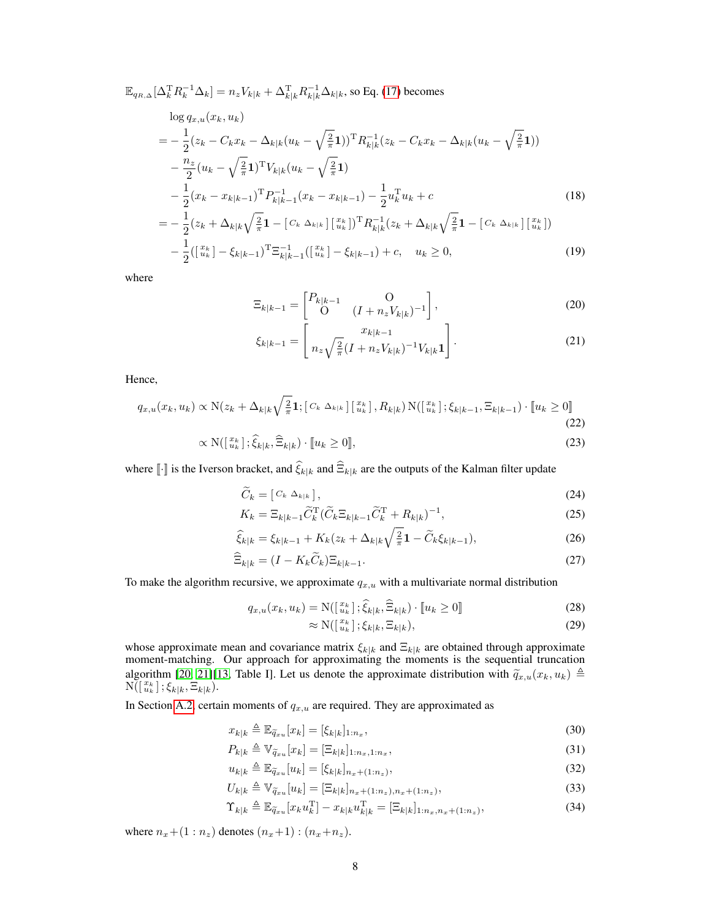$\mathbb{E}_{q_{R,\Delta}}[\Delta_k^{\mathrm{T}} R_k^{-1} \Delta_k] = n_z V_{k|k} + \Delta_{k|k}^{\mathrm{T}} R_{k|k}^{-1} \Delta_{k|k}$, so Eq. (17) becomes

$$
\begin{aligned}
&\log q_{x,u}(x_k, u_k) \\
&= -\frac{1}{2}(z_k - C_k x_k - \Delta_{k|k}(u_k - \sqrt{\tfrac{2}{\pi}}\mathbf{1}))^{\mathrm{T}} R_{k|k}^{-1}(z_k - C_k x_k - \Delta_{k|k}(u_k - \sqrt{\tfrac{2}{\pi}}\mathbf{1})) \\
&\quad - \frac{n_z}{2}(u_k - \sqrt{\tfrac{2}{\pi}}\mathbf{1})^{\mathrm{T}} V_{k|k}(u_k - \sqrt{\tfrac{2}{\pi}}\mathbf{1}) \\
&\quad - \frac{1}{2}(x_k - x_{k|k-1})^{\mathrm{T}} P_{k|k-1}^{-1}(x_k - x_{k|k-1}) - \frac{1}{2}u_k^{\mathrm{T}} u_k + c \qquad (18)\\
&= -\frac{1}{2}(z_k + \Delta_{k|k}\sqrt{\tfrac{2}{\pi}}\mathbf{1} - \left[\begin{smallmatrix} C_k & \Delta_{k|k} \end{smallmatrix}\right]\left[\begin{smallmatrix} x_k \\ u_k \end{smallmatrix}\right])^{\mathrm{T}} R_{k|k}^{-1}(z_k + \Delta_{k|k}\sqrt{\tfrac{2}{\pi}}\mathbf{1} - \left[\begin{smallmatrix} C_k & \Delta_{k|k} \end{smallmatrix}\right]\left[\begin{smallmatrix} x_k \\ u_k \end{smallmatrix}\right]) \\
&\quad - \frac{1}{2}(\left[\begin{smallmatrix} x_k \\ u_k \end{smallmatrix}\right] - \xi_{k|k-1})^{\mathrm{T}} \Xi_{k|k-1}^{-1}(\left[\begin{smallmatrix} x_k \\ u_k \end{smallmatrix}\right] - \xi_{k|k-1}) + c, \quad u_k \geq 0, \qquad (19)
\end{aligned}
$$

where

$$
\Xi_{k|k-1} = \begin{bmatrix} P_{k|k-1} & \mathrm{O} \\ \mathrm{O} & (I + n_z V_{k|k})^{-1} \end{bmatrix}, \tag{20}
$$

$$
\xi_{k|k-1} = \begin{bmatrix} x_{k|k-1} \\ n_z \sqrt{\tfrac{2}{\pi}}(I + n_z V_{k|k})^{-1} V_{k|k}\mathbf{1} \end{bmatrix}. \tag{21}
$$

Hence,

$$
q_{x,u}(x_k, u_k) \propto \mathrm{N}(z_k + \Delta_{k|k}\sqrt{\tfrac{2}{\pi}}\mathbf{1}; \left[\begin{smallmatrix} C_k & \Delta_{k|k} \end{smallmatrix}\right]\left[\begin{smallmatrix} x_k \\ u_k \end{smallmatrix}\right], R_{k|k})\, \mathrm{N}(\left[\begin{smallmatrix} x_k \\ u_k \end{smallmatrix}\right]; \xi_{k|k-1}, \Xi_{k|k-1}) \cdot [\![u_k \geq 0]\!] \tag{22}
$$

$$
\propto \mathrm{N}(\left[\begin{smallmatrix} x_k \\ u_k \end{smallmatrix}\right]; \widehat{\xi}_{k|k}, \widehat{\Xi}_{k|k}) \cdot [\![u_k \geq 0]\!], \tag{23}
$$

where $[\![\cdot]\!]$ is the Iverson bracket, and $\widehat{\xi}_{k|k}$ and $\widehat{\Xi}_{k|k}$ are the outputs of the Kalman filter update

$$
\widetilde{C}_k = \left[\begin{smallmatrix} C_k & \Delta_{k|k} \end{smallmatrix}\right], \tag{24}
$$

$$
K_k = \Xi_{k|k-1}\widetilde{C}_k^{\mathrm{T}}(\widetilde{C}_k \Xi_{k|k-1}\widetilde{C}_k^{\mathrm{T}} + R_{k|k})^{-1}, \tag{25}
$$

$$
\widehat{\xi}_{k|k} = \xi_{k|k-1} + K_k(z_k + \Delta_{k|k}\sqrt{\tfrac{2}{\pi}}\mathbf{1} - \widetilde{C}_k \xi_{k|k-1}), \tag{26}
$$

$$
\widehat{\Xi}_{k|k} = (I - K_k \widetilde{C}_k)\Xi_{k|k-1}. \tag{27}
$$

To make the algorithm recursive, we approximate $q_{x,u}$ with a multivariate normal distribution

$$
q_{x,u}(x_k, u_k) = \mathrm{N}(\left[\begin{smallmatrix} x_k \\ u_k \end{smallmatrix}\right]; \widehat{\xi}_{k|k}, \widehat{\Xi}_{k|k}) \cdot [\![u_k \geq 0]\!] \tag{28}
$$

$$
\approx \mathrm{N}(\left[\begin{smallmatrix} x_k \\ u_k \end{smallmatrix}\right]; \xi_{k|k}, \Xi_{k|k}), \tag{29}
$$

whose approximate mean and covariance matrix $\xi_{k|k}$ and $\Xi_{k|k}$ are obtained through approximate moment-matching. Our approach for approximating the moments is the sequential truncation algorithm [20, 21][13, Table I]. Let us denote the approximate distribution with $\widetilde{q}_{x,u}(x_k, u_k) \triangleq \mathrm{N}(\left[\begin{smallmatrix} x_k \\ u_k \end{smallmatrix}\right]; \xi_{k|k}, \Xi_{k|k})$.

In Section A.2, certain moments of $q_{x,u}$ are required. They are approximated as

$$
x_{k|k} \triangleq \mathbb{E}_{\widetilde{q}_{xu}}[x_k] = [\xi_{k|k}]_{1:n_x}, \tag{30}
$$

$$
P_{k|k} \triangleq \mathbb{V}_{\widetilde{q}_{xu}}[x_k] = [\Xi_{k|k}]_{1:n_x, 1:n_x}, \tag{31}
$$

$$
u_{k|k} \triangleq \mathbb{E}_{\widetilde{q}_{xu}}[u_k] = [\xi_{k|k}]_{n_x+(1:n_z)}, \tag{32}
$$

$$
U_{k|k} \triangleq \mathbb{V}_{\widetilde{q}_{xu}}[u_k] = [\Xi_{k|k}]_{n_x+(1:n_z), n_x+(1:n_z)}, \tag{33}
$$

$$
\Upsilon_{k|k} \triangleq \mathbb{E}_{\widetilde{q}_{xu}}[x_k u_k^{\mathrm{T}}] - x_{k|k} u_{k|k}^{\mathrm{T}} = [\Xi_{k|k}]_{1:n_x, n_x+(1:n_z)}, \tag{34}
$$

where $n_x + (1:n_z)$ denotes $(n_x+1):(n_x+n_z)$.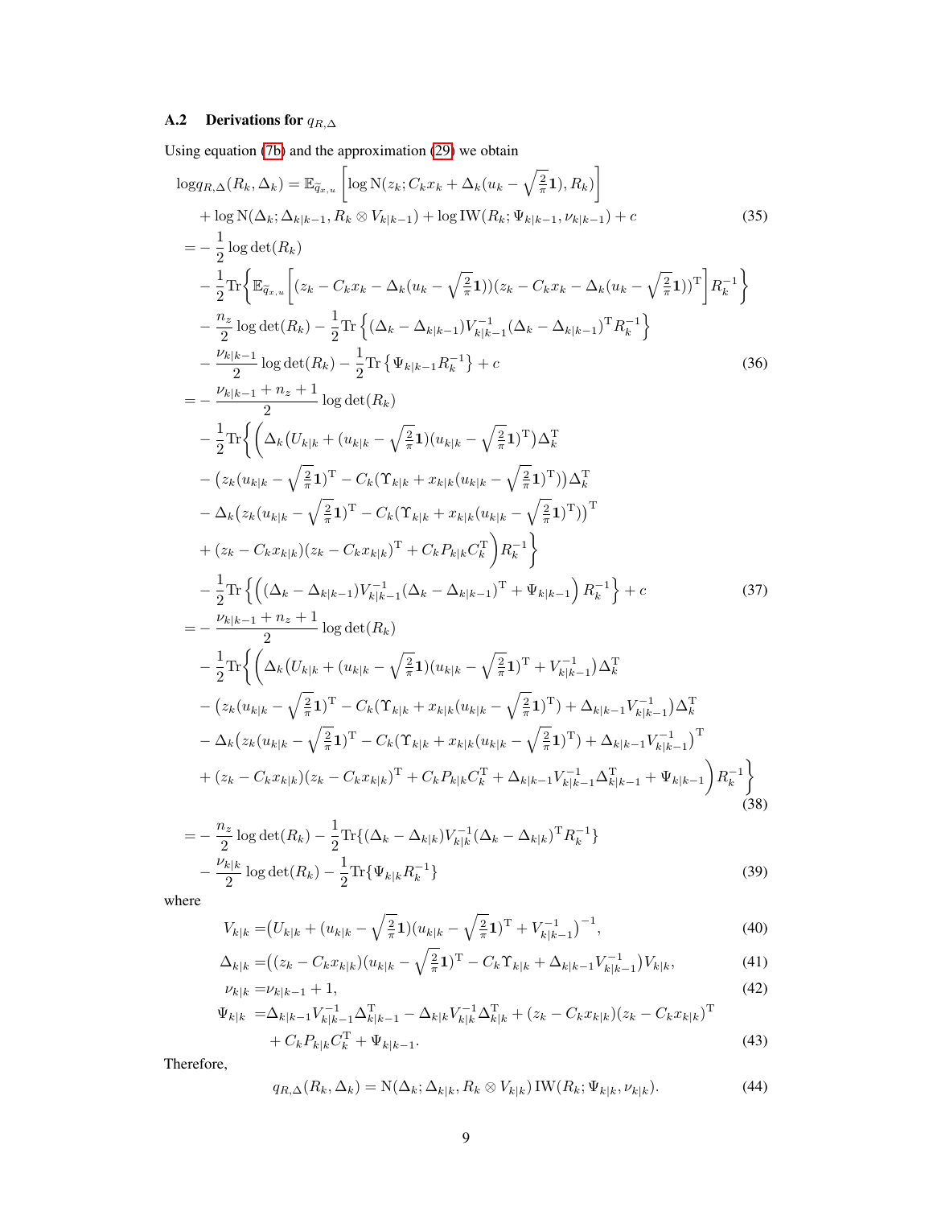### A.2 Derivations for $q_{R,\Delta}$

Using equation (7b) and the approximation (29) we obtain

$$
\begin{aligned}
\log q_{R,\Delta}(R_k, \Delta_k) &= \mathbb{E}_{\widetilde{q}_{x,u}}\left[\log \mathrm{N}(z_k; C_k x_k + \Delta_k(u_k - \sqrt{\tfrac{2}{\pi}}\mathbf{1}), R_k)\right] \\
&\quad + \log \mathrm{N}(\Delta_k; \Delta_{k|k-1}, R_k \otimes V_{k|k-1}) + \log \mathrm{IW}(R_k; \Psi_{k|k-1}, \nu_{k|k-1}) + c \qquad (35)\\
&= -\frac{1}{2}\log\det(R_k) \\
&\quad - \frac{1}{2}\mathrm{Tr}\Big\{\mathbb{E}_{\widetilde{q}_{x,u}}\Big[(z_k - C_k x_k - \Delta_k(u_k - \sqrt{\tfrac{2}{\pi}}\mathbf{1}))(z_k - C_k x_k - \Delta_k(u_k - \sqrt{\tfrac{2}{\pi}}\mathbf{1}))^{\mathrm{T}}\Big] R_k^{-1}\Big\} \\
&\quad - \frac{n_z}{2}\log\det(R_k) - \frac{1}{2}\mathrm{Tr}\left\{(\Delta_k - \Delta_{k|k-1})V_{k|k-1}^{-1}(\Delta_k - \Delta_{k|k-1})^{\mathrm{T}} R_k^{-1}\right\} \\
&\quad - \frac{\nu_{k|k-1}}{2}\log\det(R_k) - \frac{1}{2}\mathrm{Tr}\left\{\Psi_{k|k-1}R_k^{-1}\right\} + c \qquad (36)\\
&= -\frac{\nu_{k|k-1} + n_z + 1}{2}\log\det(R_k) \\
&\quad - \frac{1}{2}\mathrm{Tr}\Big\{\Big(\Delta_k\big(U_{k|k} + (u_{k|k} - \sqrt{\tfrac{2}{\pi}}\mathbf{1})(u_{k|k} - \sqrt{\tfrac{2}{\pi}}\mathbf{1})^{\mathrm{T}}\big)\Delta_k^{\mathrm{T}} \\
&\quad - \big(z_k(u_{k|k} - \sqrt{\tfrac{2}{\pi}}\mathbf{1})^{\mathrm{T}} - C_k(\Upsilon_{k|k} + x_{k|k}(u_{k|k} - \sqrt{\tfrac{2}{\pi}}\mathbf{1})^{\mathrm{T}})\big)\Delta_k^{\mathrm{T}} \\
&\quad - \Delta_k\big(z_k(u_{k|k} - \sqrt{\tfrac{2}{\pi}}\mathbf{1})^{\mathrm{T}} - C_k(\Upsilon_{k|k} + x_{k|k}(u_{k|k} - \sqrt{\tfrac{2}{\pi}}\mathbf{1})^{\mathrm{T}})\big)^{\mathrm{T}} \\
&\quad + (z_k - C_k x_{k|k})(z_k - C_k x_{k|k})^{\mathrm{T}} + C_k P_{k|k} C_k^{\mathrm{T}}\Big) R_k^{-1}\Big\} \\
&\quad - \frac{1}{2}\mathrm{Tr}\left\{\left((\Delta_k - \Delta_{k|k-1})V_{k|k-1}^{-1}(\Delta_k - \Delta_{k|k-1})^{\mathrm{T}} + \Psi_{k|k-1}\right) R_k^{-1}\right\} + c \qquad (37)\\
&= -\frac{\nu_{k|k-1} + n_z + 1}{2}\log\det(R_k) \\
&\quad - \frac{1}{2}\mathrm{Tr}\Big\{\Big(\Delta_k\big(U_{k|k} + (u_{k|k} - \sqrt{\tfrac{2}{\pi}}\mathbf{1})(u_{k|k} - \sqrt{\tfrac{2}{\pi}}\mathbf{1})^{\mathrm{T}} + V_{k|k-1}^{-1}\big)\Delta_k^{\mathrm{T}} \\
&\quad - \big(z_k(u_{k|k} - \sqrt{\tfrac{2}{\pi}}\mathbf{1})^{\mathrm{T}} - C_k(\Upsilon_{k|k} + x_{k|k}(u_{k|k} - \sqrt{\tfrac{2}{\pi}}\mathbf{1})^{\mathrm{T}}) + \Delta_{k|k-1}V_{k|k-1}^{-1}\big)\Delta_k^{\mathrm{T}} \\
&\quad - \Delta_k\big(z_k(u_{k|k} - \sqrt{\tfrac{2}{\pi}}\mathbf{1})^{\mathrm{T}} - C_k(\Upsilon_{k|k} + x_{k|k}(u_{k|k} - \sqrt{\tfrac{2}{\pi}}\mathbf{1})^{\mathrm{T}}) + \Delta_{k|k-1}V_{k|k-1}^{-1}\big)^{\mathrm{T}} \\
&\quad + (z_k - C_k x_{k|k})(z_k - C_k x_{k|k})^{\mathrm{T}} + C_k P_{k|k} C_k^{\mathrm{T}} + \Delta_{k|k-1}V_{k|k-1}^{-1}\Delta_{k|k-1}^{\mathrm{T}} + \Psi_{k|k-1}\Big) R_k^{-1}\Big\} \qquad (38)\\
&= -\frac{n_z}{2}\log\det(R_k) - \frac{1}{2}\mathrm{Tr}\{(\Delta_k - \Delta_{k|k})V_{k|k}^{-1}(\Delta_k - \Delta_{k|k})^{\mathrm{T}} R_k^{-1}\} \\
&\quad - \frac{\nu_{k|k}}{2}\log\det(R_k) - \frac{1}{2}\mathrm{Tr}\{\Psi_{k|k}R_k^{-1}\} \qquad (39)
\end{aligned}
$$

where

$$
\begin{aligned}
V_{k|k} &= \big(U_{k|k} + (u_{k|k} - \sqrt{\tfrac{2}{\pi}}\mathbf{1})(u_{k|k} - \sqrt{\tfrac{2}{\pi}}\mathbf{1})^{\mathrm{T}} + V_{k|k-1}^{-1}\big)^{-1}, \qquad (40)\\
\Delta_{k|k} &= \big((z_k - C_k x_{k|k})(u_{k|k} - \sqrt{\tfrac{2}{\pi}}\mathbf{1})^{\mathrm{T}} - C_k\Upsilon_{k|k} + \Delta_{k|k-1}V_{k|k-1}^{-1}\big)V_{k|k}, \qquad (41)\\
\nu_{k|k} &= \nu_{k|k-1} + 1, \qquad (42)\\
\Psi_{k|k} &= \Delta_{k|k-1}V_{k|k-1}^{-1}\Delta_{k|k-1}^{\mathrm{T}} - \Delta_{k|k}V_{k|k}^{-1}\Delta_{k|k}^{\mathrm{T}} + (z_k - C_k x_{k|k})(z_k - C_k x_{k|k})^{\mathrm{T}} \\
&\quad + C_k P_{k|k} C_k^{\mathrm{T}} + \Psi_{k|k-1}. \qquad (43)
\end{aligned}
$$

Therefore,

$$
q_{R,\Delta}(R_k, \Delta_k) = \mathrm{N}(\Delta_k; \Delta_{k|k}, R_k \otimes V_{k|k})\,\mathrm{IW}(R_k; \Psi_{k|k}, \nu_{k|k}). \qquad (44)
$$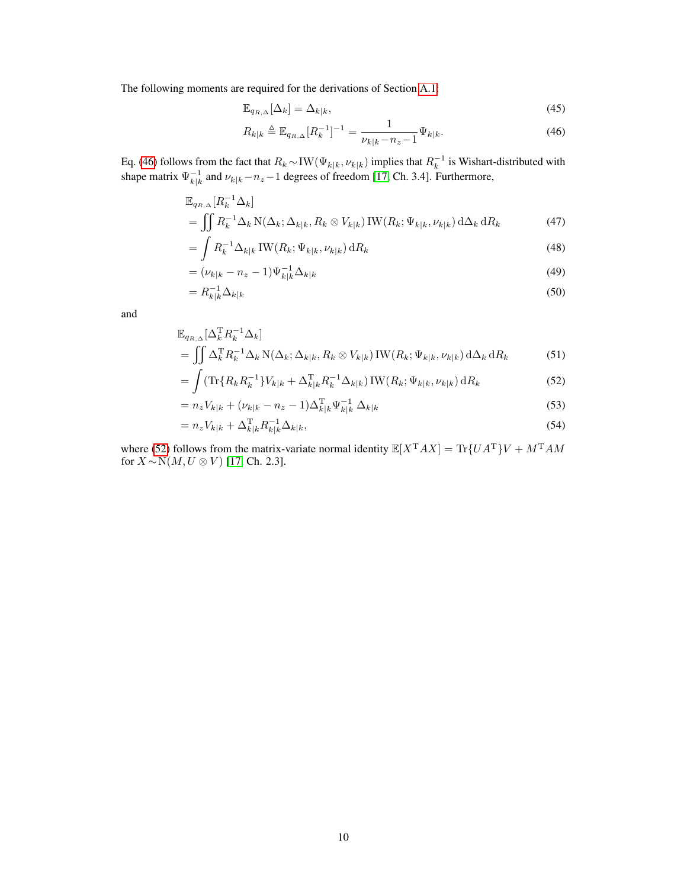The following moments are required for the derivations of Section A.1:

$$\mathbb{E}_{q_{R,\Delta}}[\Delta_k] = \Delta_{k|k}, \tag{45}$$

$$R_{k|k} \triangleq \mathbb{E}_{q_{R,\Delta}}[R_k^{-1}]^{-1} = \frac{1}{\nu_{k|k} - n_z - 1} \Psi_{k|k}. \tag{46}$$

Eq. (46) follows from the fact that $R_k \sim \mathrm{IW}(\Psi_{k|k}, \nu_{k|k})$ implies that $R_k^{-1}$ is Wishart-distributed with shape matrix $\Psi_{k|k}^{-1}$ and $\nu_{k|k} - n_z - 1$ degrees of freedom [17, Ch. 3.4]. Furthermore,

$$\begin{aligned}
&\mathbb{E}_{q_{R,\Delta}}[R_k^{-1} \Delta_k] \\
&= \iint R_k^{-1} \Delta_k \, \mathrm{N}(\Delta_k; \Delta_{k|k}, R_k \otimes V_{k|k}) \, \mathrm{IW}(R_k; \Psi_{k|k}, \nu_{k|k}) \, \mathrm{d}\Delta_k \, \mathrm{d}R_k && (47) \\
&= \int R_k^{-1} \Delta_{k|k} \, \mathrm{IW}(R_k; \Psi_{k|k}, \nu_{k|k}) \, \mathrm{d}R_k && (48) \\
&= (\nu_{k|k} - n_z - 1) \Psi_{k|k}^{-1} \Delta_{k|k} && (49) \\
&= R_{k|k}^{-1} \Delta_{k|k} && (50)
\end{aligned}$$

and

$$\begin{aligned}
&\mathbb{E}_{q_{R,\Delta}}[\Delta_k^{\mathrm{T}} R_k^{-1} \Delta_k] \\
&= \iint \Delta_k^{\mathrm{T}} R_k^{-1} \Delta_k \, \mathrm{N}(\Delta_k; \Delta_{k|k}, R_k \otimes V_{k|k}) \, \mathrm{IW}(R_k; \Psi_{k|k}, \nu_{k|k}) \, \mathrm{d}\Delta_k \, \mathrm{d}R_k && (51) \\
&= \int \left( \mathrm{Tr}\{R_k R_k^{-1}\} V_{k|k} + \Delta_{k|k}^{\mathrm{T}} R_k^{-1} \Delta_{k|k} \right) \mathrm{IW}(R_k; \Psi_{k|k}, \nu_{k|k}) \, \mathrm{d}R_k && (52) \\
&= n_z V_{k|k} + (\nu_{k|k} - n_z - 1) \Delta_{k|k}^{\mathrm{T}} \Psi_{k|k}^{-1} \Delta_{k|k} && (53) \\
&= n_z V_{k|k} + \Delta_{k|k}^{\mathrm{T}} R_{k|k}^{-1} \Delta_{k|k}, && (54)
\end{aligned}$$

where (52) follows from the matrix-variate normal identity $\mathbb{E}[X^{\mathrm{T}} A X] = \mathrm{Tr}\{U A^{\mathrm{T}}\} V + M^{\mathrm{T}} A M$ for $X \sim \mathrm{N}(M, U \otimes V)$ [17, Ch. 2.3].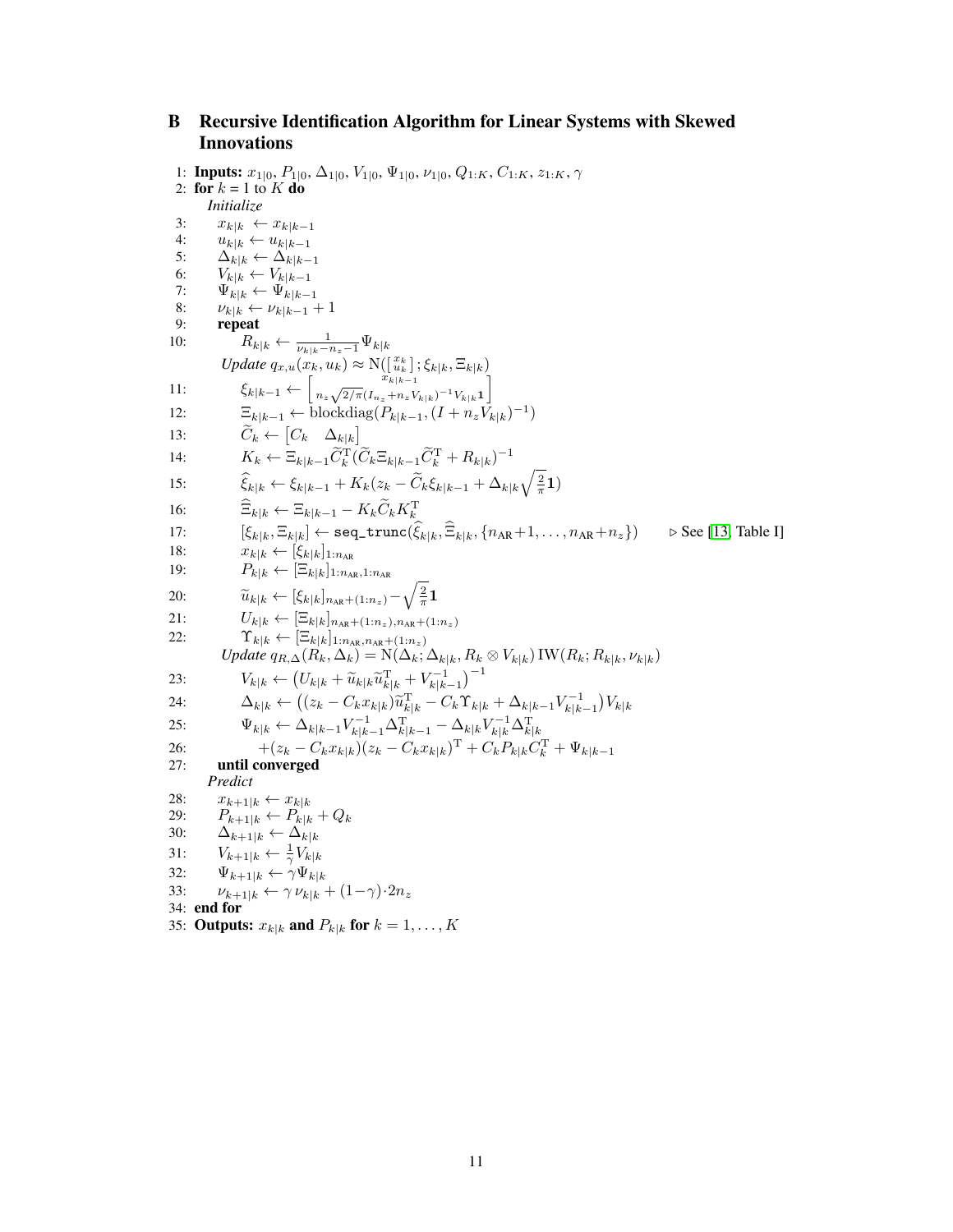## B Recursive Identification Algorithm for Linear Systems with Skewed Innovations

1: **Inputs:** $x_{1|0}, P_{1|0}, \Delta_{1|0}, V_{1|0}, \Psi_{1|0}, \nu_{1|0}, Q_{1:K}, C_{1:K}, z_{1:K}, \gamma$

2: **for** $k$ = 1 to $K$ **do**

*Initialize*

3: $x_{k|k} \leftarrow x_{k|k-1}$

4: $u_{k|k} \leftarrow u_{k|k-1}$

5: $\Delta_{k|k} \leftarrow \Delta_{k|k-1}$

6: $V_{k|k} \leftarrow V_{k|k-1}$

7: $\Psi_{k|k} \leftarrow \Psi_{k|k-1}$

8: $\nu_{k|k} \leftarrow \nu_{k|k-1} + 1$

9: **repeat**

10: $R_{k|k} \leftarrow \frac{1}{\nu_{k|k} - n_z - 1} \Psi_{k|k}$

*Update* $q_{x,u}(x_k, u_k) \approx \mathrm{N}(\left[\begin{smallmatrix} x_k \\ u_k \end{smallmatrix}\right]; \xi_{k|k}, \Xi_{k|k})$

11: $\xi_{k|k-1} \leftarrow \left[\begin{smallmatrix} x_{k|k-1} \\ n_z\sqrt{2/\pi}(I_{n_z} + n_z V_{k|k})^{-1} V_{k|k} \mathbf{1} \end{smallmatrix}\right]$

12: $\Xi_{k|k-1} \leftarrow \mathrm{blockdiag}(P_{k|k-1}, (I + n_z V_{k|k})^{-1})$

13: $\widetilde{C}_k \leftarrow \begin{bmatrix} C_k & \Delta_{k|k} \end{bmatrix}$

14: $K_k \leftarrow \Xi_{k|k-1} \widetilde{C}_k^{\mathrm{T}} (\widetilde{C}_k \Xi_{k|k-1} \widetilde{C}_k^{\mathrm{T}} + R_{k|k})^{-1}$

15: $\widehat{\xi}_{k|k} \leftarrow \xi_{k|k-1} + K_k (z_k - \widetilde{C}_k \xi_{k|k-1} + \Delta_{k|k} \sqrt{\frac{2}{\pi}} \mathbf{1})$

16: $\widehat{\Xi}_{k|k} \leftarrow \Xi_{k|k-1} - K_k \widetilde{C}_k K_k^{\mathrm{T}}$

17: $[\xi_{k|k}, \Xi_{k|k}] \leftarrow \texttt{seq\_trunc}(\widehat{\xi}_{k|k}, \widehat{\Xi}_{k|k}, \{n_{\mathrm{AR}}+1, \ldots, n_{\mathrm{AR}}+n_z\})$ ▷ See [13, Table I]

18: $x_{k|k} \leftarrow [\xi_{k|k}]_{1:n_{\mathrm{AR}}}$

19: $P_{k|k} \leftarrow [\Xi_{k|k}]_{1:n_{\mathrm{AR}}, 1:n_{\mathrm{AR}}}$

20: $\widetilde{u}_{k|k} \leftarrow [\xi_{k|k}]_{n_{\mathrm{AR}}+(1:n_z)} - \sqrt{\frac{2}{\pi}} \mathbf{1}$

21: $U_{k|k} \leftarrow [\Xi_{k|k}]_{n_{\mathrm{AR}}+(1:n_z), n_{\mathrm{AR}}+(1:n_z)}$

22: $\Upsilon_{k|k} \leftarrow [\Xi_{k|k}]_{1:n_{\mathrm{AR}}, n_{\mathrm{AR}}+(1:n_z)}$

*Update* $q_{R,\Delta}(R_k, \Delta_k) = \mathrm{N}(\Delta_k; \Delta_{k|k}, R_k \otimes V_{k|k}) \, \mathrm{IW}(R_k; R_{k|k}, \nu_{k|k})$

23: $V_{k|k} \leftarrow \left(U_{k|k} + \widetilde{u}_{k|k} \widetilde{u}_{k|k}^{\mathrm{T}} + V_{k|k-1}^{-1}\right)^{-1}$

24: $\Delta_{k|k} \leftarrow \left((z_k - C_k x_{k|k}) \widetilde{u}_{k|k}^{\mathrm{T}} - C_k \Upsilon_{k|k} + \Delta_{k|k-1} V_{k|k-1}^{-1}\right) V_{k|k}$

25: $\Psi_{k|k} \leftarrow \Delta_{k|k-1} V_{k|k-1}^{-1} \Delta_{k|k-1}^{\mathrm{T}} - \Delta_{k|k} V_{k|k}^{-1} \Delta_{k|k}^{\mathrm{T}}$

26: $\quad + (z_k - C_k x_{k|k})(z_k - C_k x_{k|k})^{\mathrm{T}} + C_k P_{k|k} C_k^{\mathrm{T}} + \Psi_{k|k-1}$

27: **until converged**

*Predict*

28: $x_{k+1|k} \leftarrow x_{k|k}$

29: $P_{k+1|k} \leftarrow P_{k|k} + Q_k$

30: $\Delta_{k+1|k} \leftarrow \Delta_{k|k}$

31: $V_{k+1|k} \leftarrow \frac{1}{\gamma} V_{k|k}$

32: $\Psi_{k+1|k} \leftarrow \gamma \Psi_{k|k}$

33: $\nu_{k+1|k} \leftarrow \gamma \, \nu_{k|k} + (1-\gamma) \cdot 2n_z$

34: **end for**

35: **Outputs:** $x_{k|k}$ **and** $P_{k|k}$ **for** $k = 1, \ldots, K$